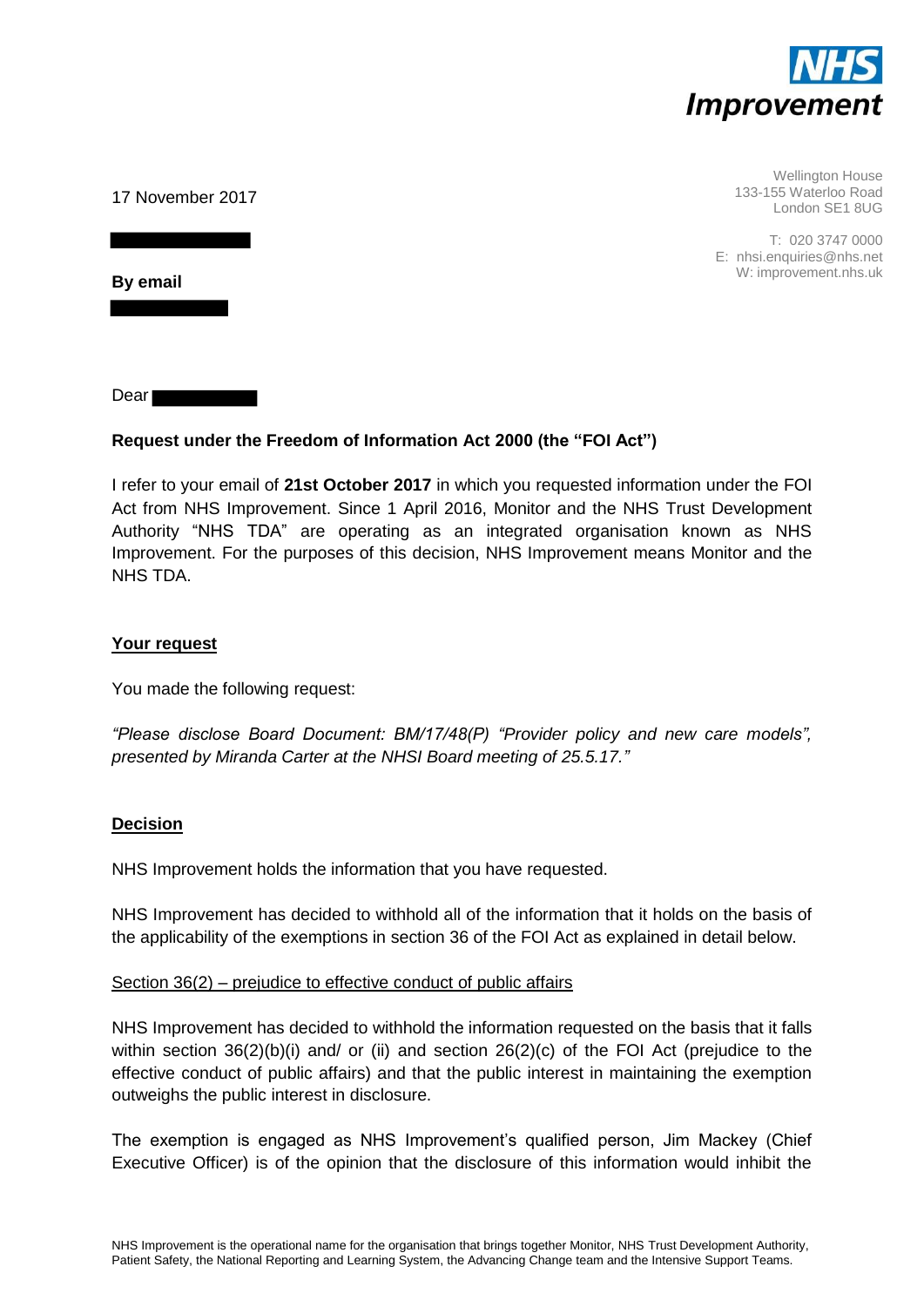17 November 2017

Wellington House
133-155 Waterloo Road
London SE1 8UG

T: 020 3747 0000
E: nhsi.enquiries@nhs.net
W: improvement.nhs.uk

**By email**

Dear

**Request under the Freedom of Information Act 2000 (the "FOI Act")**

I refer to your email of **21st October 2017** in which you requested information under the FOI Act from NHS Improvement. Since 1 April 2016, Monitor and the NHS Trust Development Authority "NHS TDA" are operating as an integrated organisation known as NHS Improvement. For the purposes of this decision, NHS Improvement means Monitor and the NHS TDA.

## Your request

You made the following request:

*"Please disclose Board Document: BM/17/48(P) "Provider policy and new care models", presented by Miranda Carter at the NHSI Board meeting of 25.5.17."*

## Decision

NHS Improvement holds the information that you have requested.

NHS Improvement has decided to withhold all of the information that it holds on the basis of the applicability of the exemptions in section 36 of the FOI Act as explained in detail below.

### Section 36(2) – prejudice to effective conduct of public affairs

NHS Improvement has decided to withhold the information requested on the basis that it falls within section 36(2)(b)(i) and/ or (ii) and section 26(2)(c) of the FOI Act (prejudice to the effective conduct of public affairs) and that the public interest in maintaining the exemption outweighs the public interest in disclosure.

The exemption is engaged as NHS Improvement's qualified person, Jim Mackey (Chief Executive Officer) is of the opinion that the disclosure of this information would inhibit the

NHS Improvement is the operational name for the organisation that brings together Monitor, NHS Trust Development Authority, Patient Safety, the National Reporting and Learning System, the Advancing Change team and the Intensive Support Teams.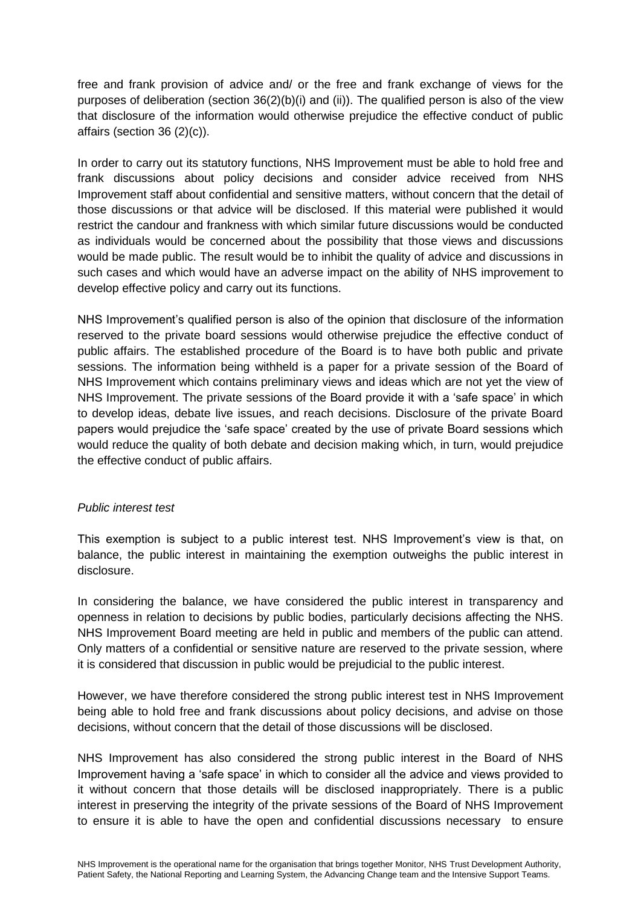free and frank provision of advice and/ or the free and frank exchange of views for the purposes of deliberation (section 36(2)(b)(i) and (ii)). The qualified person is also of the view that disclosure of the information would otherwise prejudice the effective conduct of public affairs (section 36 (2)(c)).

In order to carry out its statutory functions, NHS Improvement must be able to hold free and frank discussions about policy decisions and consider advice received from NHS Improvement staff about confidential and sensitive matters, without concern that the detail of those discussions or that advice will be disclosed. If this material were published it would restrict the candour and frankness with which similar future discussions would be conducted as individuals would be concerned about the possibility that those views and discussions would be made public. The result would be to inhibit the quality of advice and discussions in such cases and which would have an adverse impact on the ability of NHS improvement to develop effective policy and carry out its functions.

NHS Improvement's qualified person is also of the opinion that disclosure of the information reserved to the private board sessions would otherwise prejudice the effective conduct of public affairs. The established procedure of the Board is to have both public and private sessions. The information being withheld is a paper for a private session of the Board of NHS Improvement which contains preliminary views and ideas which are not yet the view of NHS Improvement. The private sessions of the Board provide it with a 'safe space' in which to develop ideas, debate live issues, and reach decisions. Disclosure of the private Board papers would prejudice the 'safe space' created by the use of private Board sessions which would reduce the quality of both debate and decision making which, in turn, would prejudice the effective conduct of public affairs.

*Public interest test*

This exemption is subject to a public interest test. NHS Improvement's view is that, on balance, the public interest in maintaining the exemption outweighs the public interest in disclosure.

In considering the balance, we have considered the public interest in transparency and openness in relation to decisions by public bodies, particularly decisions affecting the NHS. NHS Improvement Board meeting are held in public and members of the public can attend. Only matters of a confidential or sensitive nature are reserved to the private session, where it is considered that discussion in public would be prejudicial to the public interest.

However, we have therefore considered the strong public interest test in NHS Improvement being able to hold free and frank discussions about policy decisions, and advise on those decisions, without concern that the detail of those discussions will be disclosed.

NHS Improvement has also considered the strong public interest in the Board of NHS Improvement having a 'safe space' in which to consider all the advice and views provided to it without concern that those details will be disclosed inappropriately. There is a public interest in preserving the integrity of the private sessions of the Board of NHS Improvement to ensure it is able to have the open and confidential discussions necessary to ensure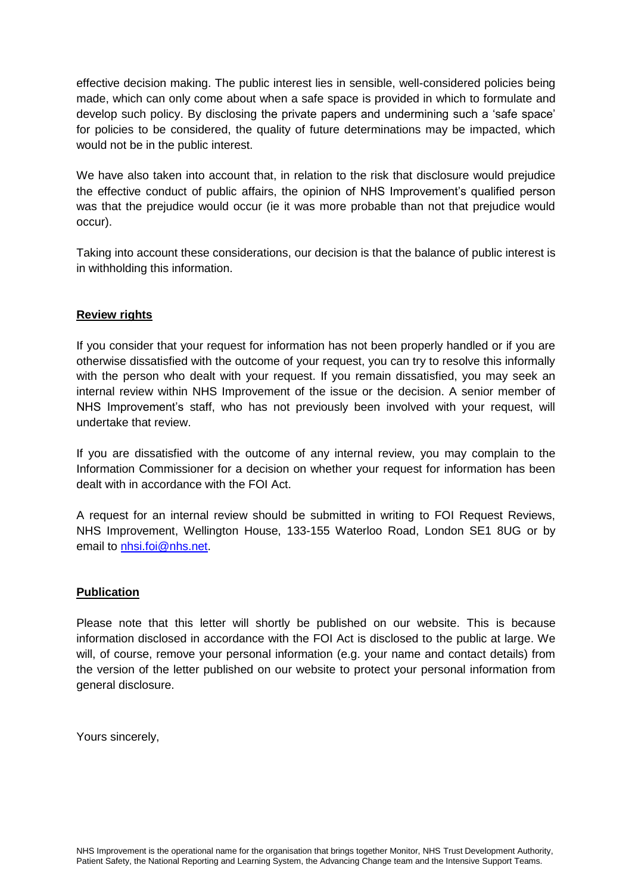effective decision making. The public interest lies in sensible, well-considered policies being made, which can only come about when a safe space is provided in which to formulate and develop such policy. By disclosing the private papers and undermining such a 'safe space' for policies to be considered, the quality of future determinations may be impacted, which would not be in the public interest.

We have also taken into account that, in relation to the risk that disclosure would prejudice the effective conduct of public affairs, the opinion of NHS Improvement's qualified person was that the prejudice would occur (ie it was more probable than not that prejudice would occur).

Taking into account these considerations, our decision is that the balance of public interest is in withholding this information.

**Review rights**

If you consider that your request for information has not been properly handled or if you are otherwise dissatisfied with the outcome of your request, you can try to resolve this informally with the person who dealt with your request. If you remain dissatisfied, you may seek an internal review within NHS Improvement of the issue or the decision. A senior member of NHS Improvement's staff, who has not previously been involved with your request, will undertake that review.

If you are dissatisfied with the outcome of any internal review, you may complain to the Information Commissioner for a decision on whether your request for information has been dealt with in accordance with the FOI Act.

A request for an internal review should be submitted in writing to FOI Request Reviews, NHS Improvement, Wellington House, 133-155 Waterloo Road, London SE1 8UG or by email to nhsi.foi@nhs.net.

**Publication**

Please note that this letter will shortly be published on our website. This is because information disclosed in accordance with the FOI Act is disclosed to the public at large. We will, of course, remove your personal information (e.g. your name and contact details) from the version of the letter published on our website to protect your personal information from general disclosure.

Yours sincerely,

NHS Improvement is the operational name for the organisation that brings together Monitor, NHS Trust Development Authority, Patient Safety, the National Reporting and Learning System, the Advancing Change team and the Intensive Support Teams.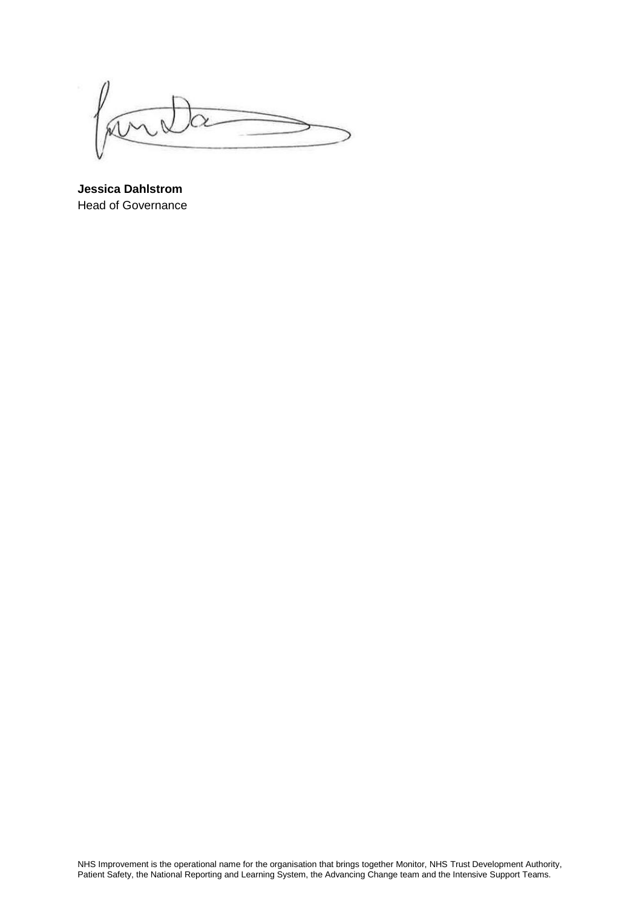**Jessica Dahlstrom**
Head of Governance

NHS Improvement is the operational name for the organisation that brings together Monitor, NHS Trust Development Authority, Patient Safety, the National Reporting and Learning System, the Advancing Change team and the Intensive Support Teams.